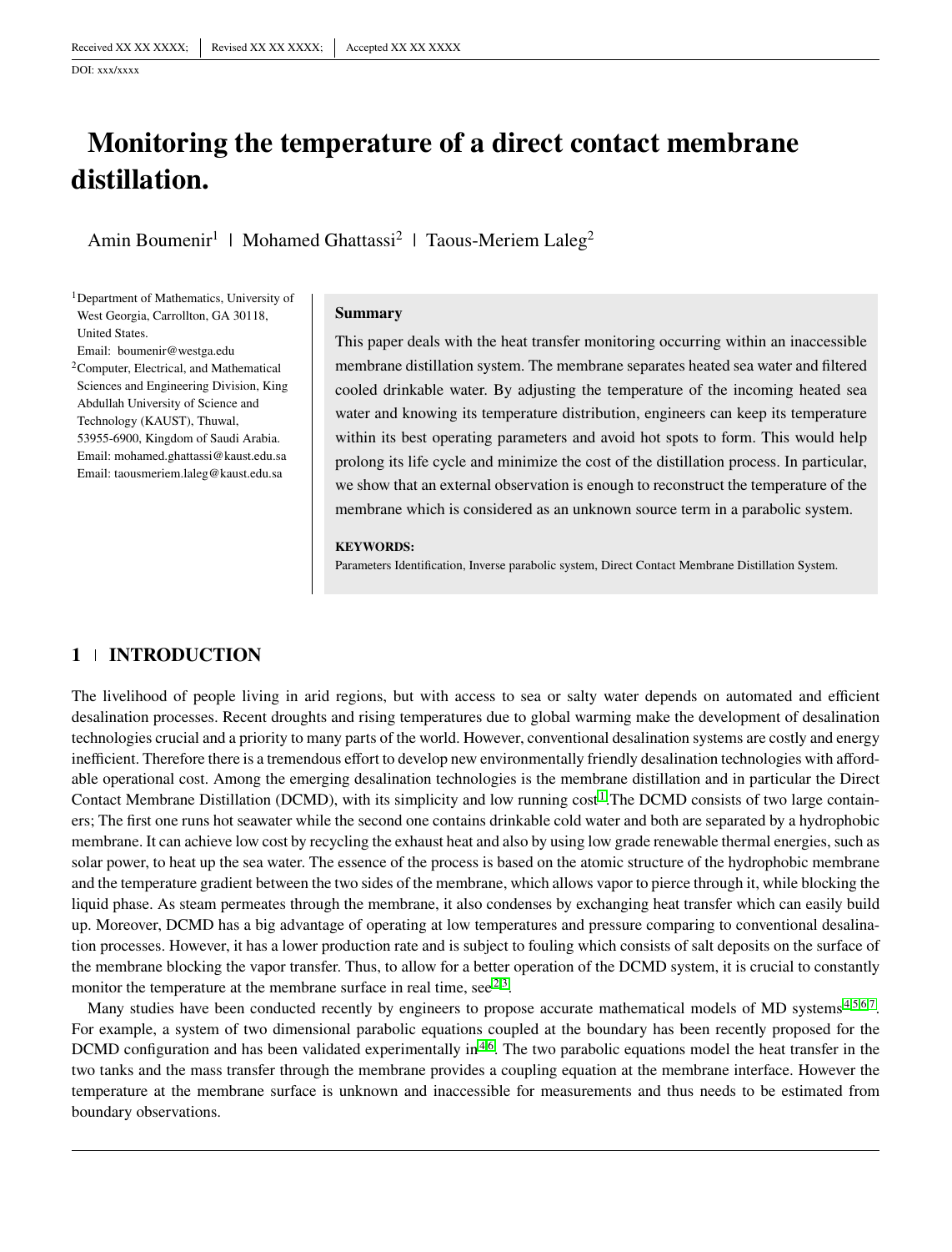Received XX XX XXXX; | Revised XX XX XXXX; | Accepted XX XX XXXX

DOI: xxx/xxxx

# Monitoring the temperature of a direct contact membrane distillation.

Amin Boumenir[1] | Mohamed Ghattassi[2] | Taous-Meriem Laleg[2]

[1]Department of Mathematics, University of West Georgia, Carrollton, GA 30118, United States.
Email: boumenir@westga.edu

[2]Computer, Electrical, and Mathematical Sciences and Engineering Division, King Abdullah University of Science and Technology (KAUST), Thuwal, 53955-6900, Kingdom of Saudi Arabia.
Email: mohamed.ghattassi@kaust.edu.sa
Email: taousmeriem.laleg@kaust.edu.sa

**Summary**

This paper deals with the heat transfer monitoring occurring within an inaccessible membrane distillation system. The membrane separates heated sea water and filtered cooled drinkable water. By adjusting the temperature of the incoming heated sea water and knowing its temperature distribution, engineers can keep its temperature within its best operating parameters and avoid hot spots to form. This would help prolong its life cycle and minimize the cost of the distillation process. In particular, we show that an external observation is enough to reconstruct the temperature of the membrane which is considered as an unknown source term in a parabolic system.

**KEYWORDS:**
Parameters Identification, Inverse parabolic system, Direct Contact Membrane Distillation System.

## 1 | INTRODUCTION

The livelihood of people living in arid regions, but with access to sea or salty water depends on automated and efficient desalination processes. Recent droughts and rising temperatures due to global warming make the development of desalination technologies crucial and a priority to many parts of the world. However, conventional desalination systems are costly and energy inefficient. Therefore there is a tremendous effort to develop new environmentally friendly desalination technologies with affordable operational cost. Among the emerging desalination technologies is the membrane distillation and in particular the Direct Contact Membrane Distillation (DCMD), with its simplicity and low running cost[1].The DCMD consists of two large containers; The first one runs hot seawater while the second one contains drinkable cold water and both are separated by a hydrophobic membrane. It can achieve low cost by recycling the exhaust heat and also by using low grade renewable thermal energies, such as solar power, to heat up the sea water. The essence of the process is based on the atomic structure of the hydrophobic membrane and the temperature gradient between the two sides of the membrane, which allows vapor to pierce through it, while blocking the liquid phase. As steam permeates through the membrane, it also condenses by exchanging heat transfer which can easily build up. Moreover, DCMD has a big advantage of operating at low temperatures and pressure comparing to conventional desalination processes. However, it has a lower production rate and is subject to fouling which consists of salt deposits on the surface of the membrane blocking the vapor transfer. Thus, to allow for a better operation of the DCMD system, it is crucial to constantly monitor the temperature at the membrane surface in real time, see[2,3].

Many studies have been conducted recently by engineers to propose accurate mathematical models of MD systems[4,5,6,7]. For example, a system of two dimensional parabolic equations coupled at the boundary has been recently proposed for the DCMD configuration and has been validated experimentally in[4,6]. The two parabolic equations model the heat transfer in the two tanks and the mass transfer through the membrane provides a coupling equation at the membrane interface. However the temperature at the membrane surface is unknown and inaccessible for measurements and thus needs to be estimated from boundary observations.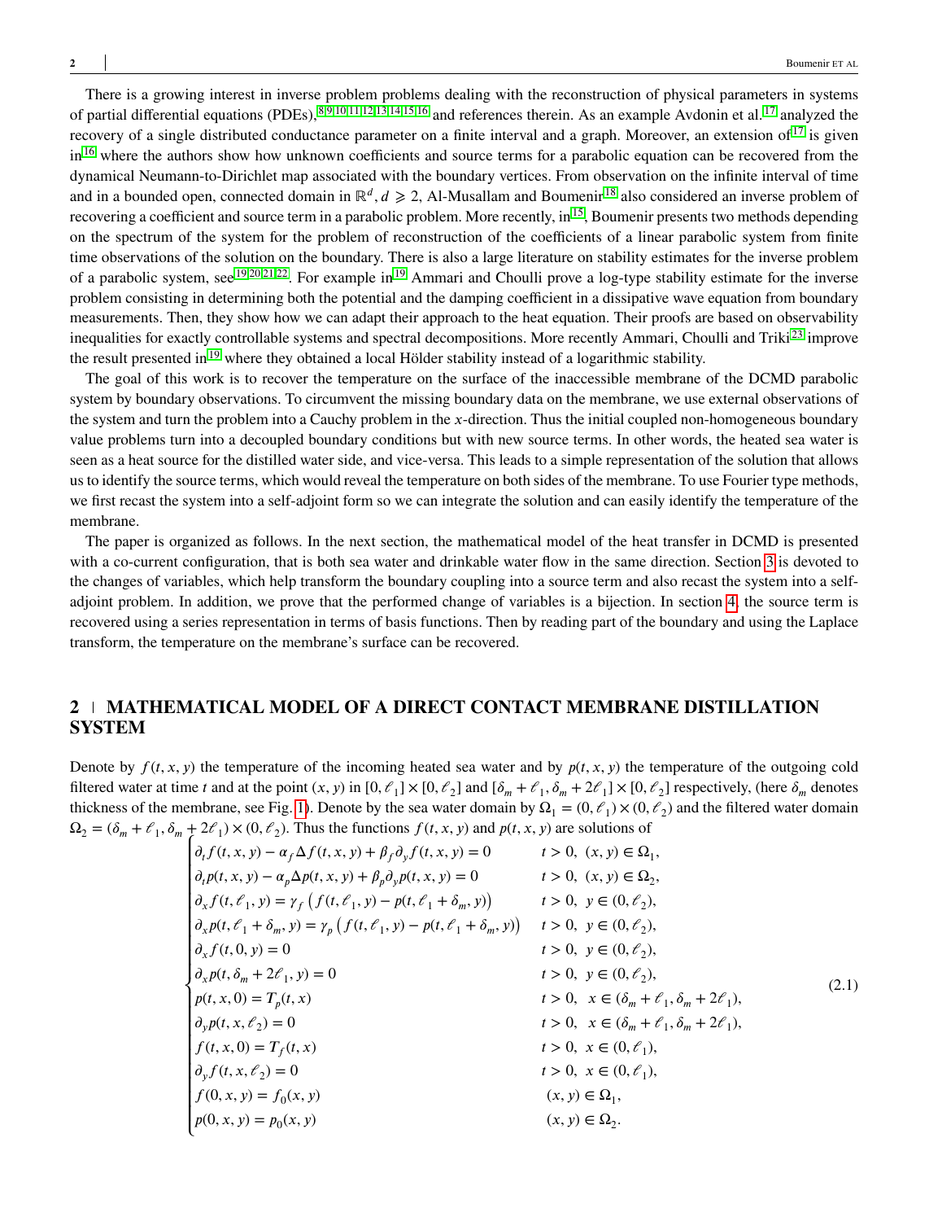There is a growing interest in inverse problem problems dealing with the reconstruction of physical parameters in systems of partial differential equations (PDEs),[8,9,10,11,12,13,14,15,16] and references therein. As an example Avdonin et al.[17] analyzed the recovery of a single distributed conductance parameter on a finite interval and a graph. Moreover, an extension of[17] is given in[16] where the authors show how unknown coefficients and source terms for a parabolic equation can be recovered from the dynamical Neumann-to-Dirichlet map associated with the boundary vertices. From observation on the infinite interval of time and in a bounded open, connected domain in $\mathbb{R}^d$, $d \geqslant 2$, Al-Musallam and Boumenir[18] also considered an inverse problem of recovering a coefficient and source term in a parabolic problem. More recently, in[15], Boumenir presents two methods depending on the spectrum of the system for the problem of reconstruction of the coefficients of a linear parabolic system from finite time observations of the solution on the boundary. There is also a large literature on stability estimates for the inverse problem of a parabolic system, see[19,20,21,22]. For example in[19] Ammari and Choulli prove a log-type stability estimate for the inverse problem consisting in determining both the potential and the damping coefficient in a dissipative wave equation from boundary measurements. Then, they show how we can adapt their approach to the heat equation. Their proofs are based on observability inequalities for exactly controllable systems and spectral decompositions. More recently Ammari, Choulli and Triki[23] improve the result presented in[19] where they obtained a local Hölder stability instead of a logarithmic stability.

The goal of this work is to recover the temperature on the surface of the inaccessible membrane of the DCMD parabolic system by boundary observations. To circumvent the missing boundary data on the membrane, we use external observations of the system and turn the problem into a Cauchy problem in the $x$-direction. Thus the initial coupled non-homogeneous boundary value problems turn into a decoupled boundary conditions but with new source terms. In other words, the heated sea water is seen as a heat source for the distilled water side, and vice-versa. This leads to a simple representation of the solution that allows us to identify the source terms, which would reveal the temperature on both sides of the membrane. To use Fourier type methods, we first recast the system into a self-adjoint form so we can integrate the solution and can easily identify the temperature of the membrane.

The paper is organized as follows. In the next section, the mathematical model of the heat transfer in DCMD is presented with a co-current configuration, that is both sea water and drinkable water flow in the same direction. Section 3 is devoted to the changes of variables, which help transform the boundary coupling into a source term and also recast the system into a self-adjoint problem. In addition, we prove that the performed change of variables is a bijection. In section 4, the source term is recovered using a series representation in terms of basis functions. Then by reading part of the boundary and using the Laplace transform, the temperature on the membrane's surface can be recovered.

## 2 | MATHEMATICAL MODEL OF A DIRECT CONTACT MEMBRANE DISTILLATION SYSTEM

Denote by $f(t,x,y)$ the temperature of the incoming heated sea water and by $p(t,x,y)$ the temperature of the outgoing cold filtered water at time $t$ and at the point $(x,y)$ in $[0,\ell_1]\times[0,\ell_2]$ and $[\delta_m+\ell_1, \delta_m+2\ell_1]\times[0,\ell_2]$ respectively, (here $\delta_m$ denotes thickness of the membrane, see Fig. 1). Denote by the sea water domain by $\Omega_1=(0,\ell_1)\times(0,\ell_2)$ and the filtered water domain $\Omega_2=(\delta_m+\ell_1, \delta_m+2\ell_1)\times(0,\ell_2)$. Thus the functions $f(t,x,y)$ and $p(t,x,y)$ are solutions of

$$
\begin{cases}
\partial_t f(t,x,y) - \alpha_f \Delta f(t,x,y) + \beta_f \partial_y f(t,x,y) = 0 & t>0,\ (x,y)\in\Omega_1,\\
\partial_t p(t,x,y) - \alpha_p \Delta p(t,x,y) + \beta_p \partial_y p(t,x,y) = 0 & t>0,\ (x,y)\in\Omega_2,\\
\partial_x f(t,\ell_1,y) = \gamma_f \left( f(t,\ell_1,y) - p(t,\ell_1+\delta_m,y)\right) & t>0,\ y\in(0,\ell_2),\\
\partial_x p(t,\ell_1+\delta_m,y) = \gamma_p \left( f(t,\ell_1,y) - p(t,\ell_1+\delta_m,y)\right) & t>0,\ y\in(0,\ell_2),\\
\partial_x f(t,0,y) = 0 & t>0,\ y\in(0,\ell_2),\\
\partial_x p(t,\delta_m+2\ell_1,y) = 0 & t>0,\ y\in(0,\ell_2),\\
p(t,x,0) = T_p(t,x) & t>0,\ \ x\in(\delta_m+\ell_1,\delta_m+2\ell_1),\\
\partial_y p(t,x,\ell_2) = 0 & t>0,\ \ x\in(\delta_m+\ell_1,\delta_m+2\ell_1),\\
f(t,x,0) = T_f(t,x) & t>0,\ \ x\in(0,\ell_1),\\
\partial_y f(t,x,\ell_2) = 0 & t>0,\ \ x\in(0,\ell_1),\\
f(0,x,y) = f_0(x,y) & (x,y)\in\Omega_1,\\
p(0,x,y) = p_0(x,y) & (x,y)\in\Omega_2.
\end{cases}
\tag{2.1}
$$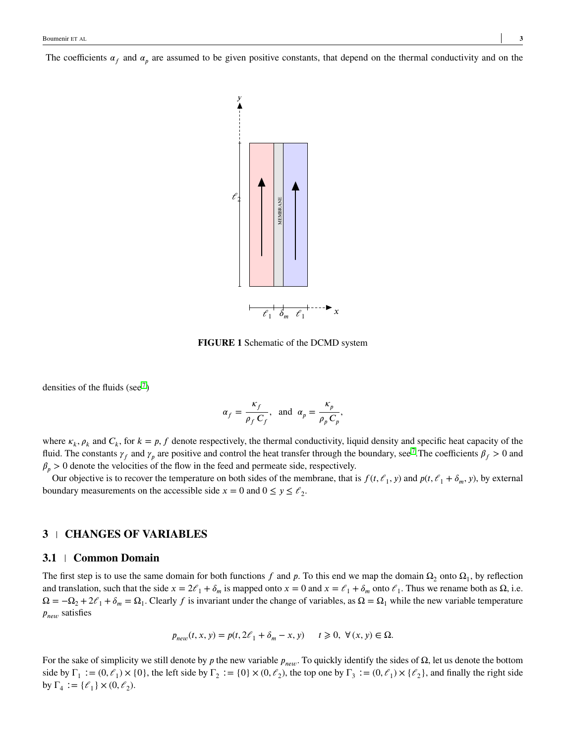The coefficients $\alpha_f$ and $\alpha_p$ are assumed to be given positive constants, that depend on the thermal conductivity and on the densities of the fluids (see[7])

FIGURE 1 Schematic of the DCMD system

$$\alpha_f = \frac{\kappa_f}{\rho_f\, C_f}, \quad \text{and} \quad \alpha_p = \frac{\kappa_p}{\rho_p\, C_p},$$

where $\kappa_k, \rho_k$ and $C_k$, for $k = p, f$ denote respectively, the thermal conductivity, liquid density and specific heat capacity of the fluid. The constants $\gamma_f$ and $\gamma_p$ are positive and control the heat transfer through the boundary, see[7].The coefficients $\beta_f > 0$ and $\beta_p > 0$ denote the velocities of the flow in the feed and permeate side, respectively.

Our objective is to recover the temperature on both sides of the membrane, that is $f(t, \ell_1, y)$ and $p(t, \ell_1 + \delta_m, y)$, by external boundary measurements on the accessible side $x = 0$ and $0 \leq y \leq \ell_2$.

## 3 | CHANGES OF VARIABLES

### 3.1 | Common Domain

The first step is to use the same domain for both functions $f$ and $p$. To this end we map the domain $\Omega_2$ onto $\Omega_1$, by reflection and translation, such that the side $x = 2\ell_1 + \delta_m$ is mapped onto $x = 0$ and $x = \ell_1 + \delta_m$ onto $\ell_1$. Thus we rename both as $\Omega$, i.e. $\Omega = -\Omega_2 + 2\ell_1 + \delta_m = \Omega_1$. Clearly $f$ is invariant under the change of variables, as $\Omega = \Omega_1$ while the new variable temperature $p_{new}$ satisfies

$$p_{new}(t, x, y) = p(t, 2\ell_1 + \delta_m - x, y) \qquad t \geqslant 0, \ \forall\, (x, y) \in \Omega.$$

For the sake of simplicity we still denote by $p$ the new variable $p_{new}$. To quickly identify the sides of $\Omega$, let us denote the bottom side by $\Gamma_1 := (0, \ell_1) \times \{0\}$, the left side by $\Gamma_2 := \{0\} \times (0, \ell_2)$, the top one by $\Gamma_3 := (0, \ell_1) \times \{\ell_2\}$, and finally the right side by $\Gamma_4 := \{\ell_1\} \times (0, \ell_2)$.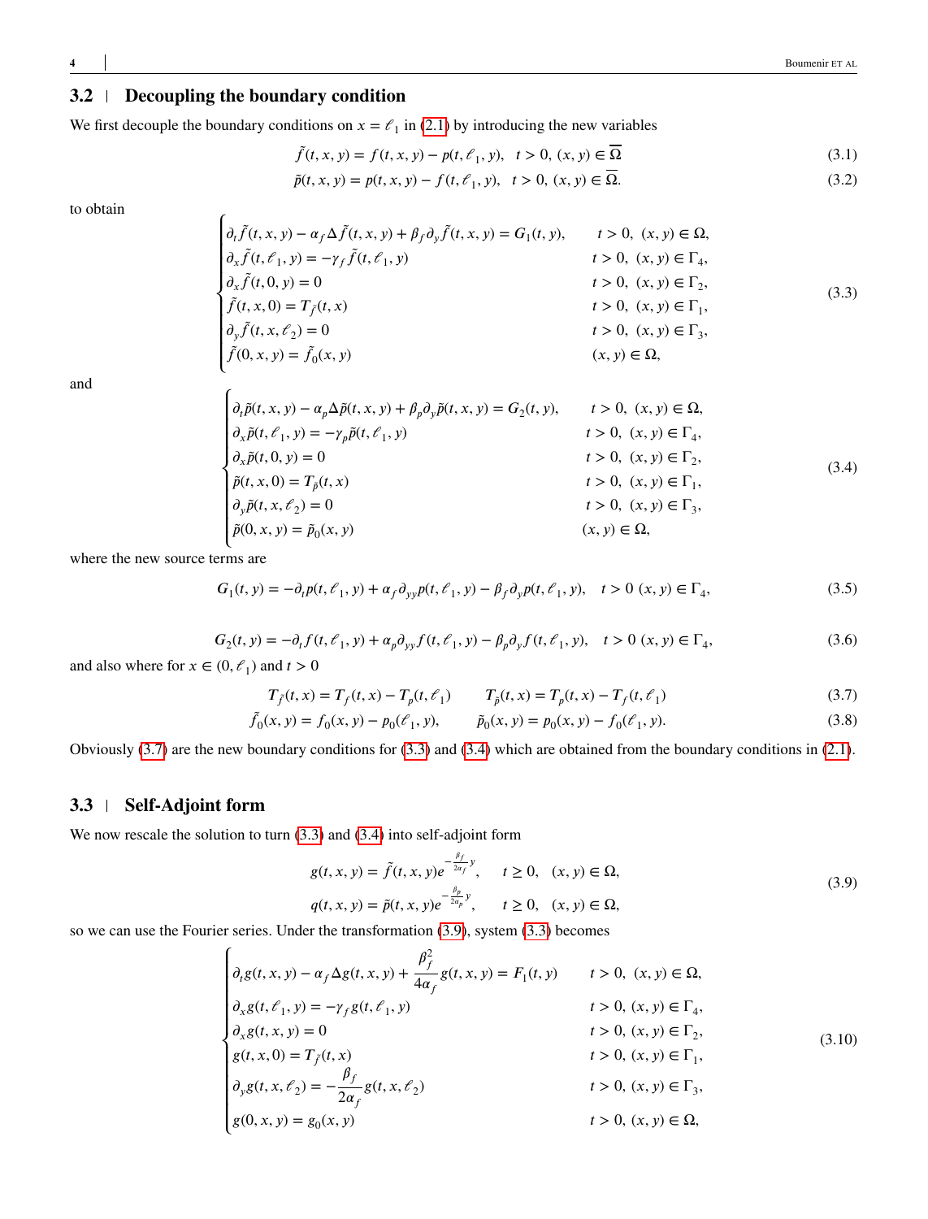## 3.2 | Decoupling the boundary condition

We first decouple the boundary conditions on $x = \ell_1$ in (2.1) by introducing the new variables

$$\tilde{f}(t, x, y) = f(t, x, y) - p(t, \ell_1, y), \quad t > 0, \ (x, y) \in \overline{\Omega} \tag{3.1}$$

$$\tilde{p}(t, x, y) = p(t, x, y) - f(t, \ell_1, y), \quad t > 0, \ (x, y) \in \overline{\Omega}. \tag{3.2}$$

to obtain

$$\begin{cases} \partial_t \tilde{f}(t, x, y) - \alpha_f \Delta \tilde{f}(t, x, y) + \beta_f \partial_y \tilde{f}(t, x, y) = G_1(t, y), & t > 0, \ (x, y) \in \Omega, \\ \partial_x \tilde{f}(t, \ell_1, y) = -\gamma_f \tilde{f}(t, \ell_1, y) & t > 0, \ (x, y) \in \Gamma_4, \\ \partial_x \tilde{f}(t, 0, y) = 0 & t > 0, \ (x, y) \in \Gamma_2, \\ \tilde{f}(t, x, 0) = T_{\tilde{f}}(t, x) & t > 0, \ (x, y) \in \Gamma_1, \\ \partial_y \tilde{f}(t, x, \ell_2) = 0 & t > 0, \ (x, y) \in \Gamma_3, \\ \tilde{f}(0, x, y) = \tilde{f}_0(x, y) & (x, y) \in \Omega, \end{cases} \tag{3.3}$$

and

$$\begin{cases} \partial_t \tilde{p}(t, x, y) - \alpha_p \Delta \tilde{p}(t, x, y) + \beta_p \partial_y \tilde{p}(t, x, y) = G_2(t, y), & t > 0, \ (x, y) \in \Omega, \\ \partial_x \tilde{p}(t, \ell_1, y) = -\gamma_p \tilde{p}(t, \ell_1, y) & t > 0, \ (x, y) \in \Gamma_4, \\ \partial_x \tilde{p}(t, 0, y) = 0 & t > 0, \ (x, y) \in \Gamma_2, \\ \tilde{p}(t, x, 0) = T_{\tilde{p}}(t, x) & t > 0, \ (x, y) \in \Gamma_1, \\ \partial_y \tilde{p}(t, x, \ell_2) = 0 & t > 0, \ (x, y) \in \Gamma_3, \\ \tilde{p}(0, x, y) = \tilde{p}_0(x, y) & (x, y) \in \Omega, \end{cases} \tag{3.4}$$

where the new source terms are

$$G_1(t, y) = -\partial_t p(t, \ell_1, y) + \alpha_f \partial_{yy} p(t, \ell_1, y) - \beta_f \partial_y p(t, \ell_1, y), \quad t > 0 \ (x, y) \in \Gamma_4, \tag{3.5}$$

$$G_2(t, y) = -\partial_t f(t, \ell_1, y) + \alpha_p \partial_{yy} f(t, \ell_1, y) - \beta_p \partial_y f(t, \ell_1, y), \quad t > 0 \ (x, y) \in \Gamma_4, \tag{3.6}$$

and also where for $x \in (0, \ell_1)$ and $t > 0$

$$T_{\tilde{f}}(t, x) = T_f(t, x) - T_p(t, \ell_1) \qquad T_{\tilde{p}}(t, x) = T_p(t, x) - T_f(t, \ell_1) \tag{3.7}$$

$$\tilde{f}_0(x, y) = f_0(x, y) - p_0(\ell_1, y), \qquad \tilde{p}_0(x, y) = p_0(x, y) - f_0(\ell_1, y). \tag{3.8}$$

Obviously (3.7) are the new boundary conditions for (3.3) and (3.4) which are obtained from the boundary conditions in (2.1).

## 3.3 | Self-Adjoint form

We now rescale the solution to turn (3.3) and (3.4) into self-adjoint form

$$\begin{aligned} g(t, x, y) &= \tilde{f}(t, x, y) e^{-\frac{\beta_f}{2\alpha_f} y}, \quad t \geq 0, \quad (x, y) \in \Omega, \\ q(t, x, y) &= \tilde{p}(t, x, y) e^{-\frac{\beta_p}{2\alpha_p} y}, \quad t \geq 0, \quad (x, y) \in \Omega, \end{aligned} \tag{3.9}$$

so we can use the Fourier series. Under the transformation (3.9), system (3.3) becomes

$$\begin{cases} \partial_t g(t, x, y) - \alpha_f \Delta g(t, x, y) + \dfrac{\beta_f^2}{4\alpha_f} g(t, x, y) = F_1(t, y) & t > 0, \ (x, y) \in \Omega, \\ \partial_x g(t, \ell_1, y) = -\gamma_f g(t, \ell_1, y) & t > 0, \ (x, y) \in \Gamma_4, \\ \partial_x g(t, x, y) = 0 & t > 0, \ (x, y) \in \Gamma_2, \\ g(t, x, 0) = T_{\tilde{f}}(t, x) & t > 0, \ (x, y) \in \Gamma_1, \\ \partial_y g(t, x, \ell_2) = -\dfrac{\beta_f}{2\alpha_f} g(t, x, \ell_2) & t > 0, \ (x, y) \in \Gamma_3, \\ g(0, x, y) = g_0(x, y) & t > 0, \ (x, y) \in \Omega, \end{cases} \tag{3.10}$$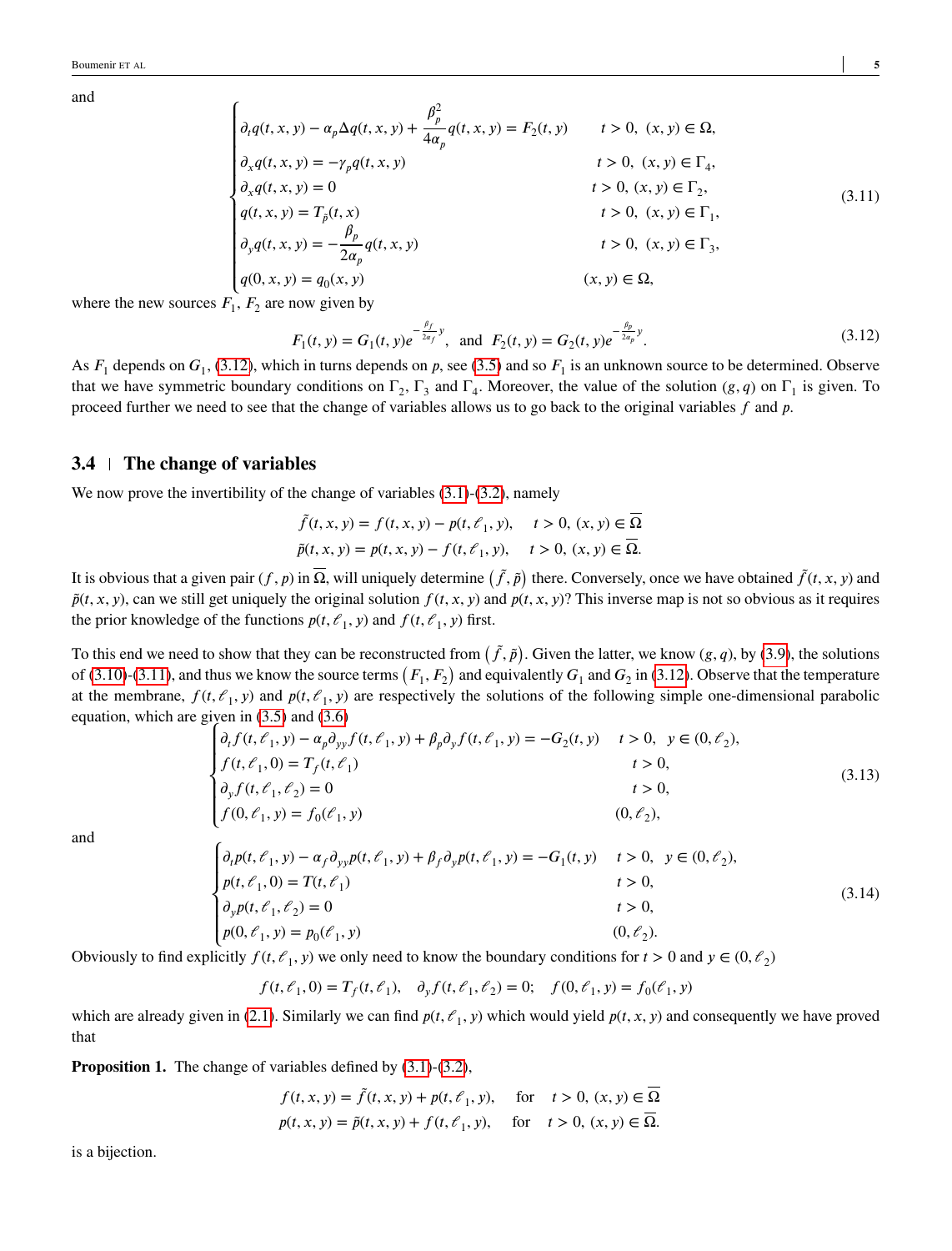and

$$
\begin{cases}
\partial_t q(t,x,y) - \alpha_p \Delta q(t,x,y) + \dfrac{\beta_p^2}{4\alpha_p} q(t,x,y) = F_2(t,y) & t>0,\ (x,y)\in\Omega, \\
\partial_x q(t,x,y) = -\gamma_p q(t,x,y) & t>0,\ (x,y)\in\Gamma_4, \\
\partial_x q(t,x,y) = 0 & t>0,\ (x,y)\in\Gamma_2, \\
q(t,x,y) = T_{\tilde{p}}(t,x) & t>0,\ (x,y)\in\Gamma_1, \\
\partial_y q(t,x,y) = -\dfrac{\beta_p}{2\alpha_p} q(t,x,y) & t>0,\ (x,y)\in\Gamma_3, \\
q(0,x,y) = q_0(x,y) & (x,y)\in\Omega,
\end{cases}
\tag{3.11}
$$

where the new sources $F_1$, $F_2$ are now given by

$$
F_1(t,y) = G_1(t,y) e^{-\frac{\beta_f}{2\alpha_f} y}, \ \text{ and } \ F_2(t,y) = G_2(t,y) e^{-\frac{\beta_p}{2\alpha_p} y}. \tag{3.12}
$$

As $F_1$ depends on $G_1$, (3.12), which in turns depends on $p$, see (3.5) and so $F_1$ is an unknown source to be determined. Observe that we have symmetric boundary conditions on $\Gamma_2$, $\Gamma_3$ and $\Gamma_4$. Moreover, the value of the solution $(g,q)$ on $\Gamma_1$ is given. To proceed further we need to see that the change of variables allows us to go back to the original variables $f$ and $p$.

## 3.4 | The change of variables

We now prove the invertibility of the change of variables (3.1)-(3.2), namely

$$
\tilde{f}(t,x,y) = f(t,x,y) - p(t,\ell_1,y), \quad t>0,\ (x,y)\in\overline{\Omega}
$$
$$
\tilde{p}(t,x,y) = p(t,x,y) - f(t,\ell_1,y), \quad t>0,\ (x,y)\in\overline{\Omega}.
$$

It is obvious that a given pair $(f,p)$ in $\overline{\Omega}$, will uniquely determine $(\tilde{f},\tilde{p})$ there. Conversely, once we have obtained $\tilde{f}(t,x,y)$ and $\tilde{p}(t,x,y)$, can we still get uniquely the original solution $f(t,x,y)$ and $p(t,x,y)$? This inverse map is not so obvious as it requires the prior knowledge of the functions $p(t,\ell_1,y)$ and $f(t,\ell_1,y)$ first.

To this end we need to show that they can be reconstructed from $(\tilde{f},\tilde{p})$. Given the latter, we know $(g,q)$, by (3.9), the solutions of (3.10)-(3.11), and thus we know the source terms $(F_1,F_2)$ and equivalently $G_1$ and $G_2$ in (3.12). Observe that the temperature at the membrane, $f(t,\ell_1,y)$ and $p(t,\ell_1,y)$ are respectively the solutions of the following simple one-dimensional parabolic equation, which are given in (3.5) and (3.6)

$$
\begin{cases}
\partial_t f(t,\ell_1,y) - \alpha_p \partial_{yy} f(t,\ell_1,y) + \beta_p \partial_y f(t,\ell_1,y) = -G_2(t,y) & t>0,\ \ y\in(0,\ell_2), \\
f(t,\ell_1,0) = T_f(t,\ell_1) & t>0, \\
\partial_y f(t,\ell_1,\ell_2) = 0 & t>0, \\
f(0,\ell_1,y) = f_0(\ell_1,y) & (0,\ell_2),
\end{cases}
\tag{3.13}
$$

and

$$
\begin{cases}
\partial_t p(t,\ell_1,y) - \alpha_f \partial_{yy} p(t,\ell_1,y) + \beta_f \partial_y p(t,\ell_1,y) = -G_1(t,y) & t>0,\ \ y\in(0,\ell_2), \\
p(t,\ell_1,0) = T(t,\ell_1) & t>0, \\
\partial_y p(t,\ell_1,\ell_2) = 0 & t>0, \\
p(0,\ell_1,y) = p_0(\ell_1,y) & (0,\ell_2).
\end{cases}
\tag{3.14}
$$

Obviously to find explicitly $f(t,\ell_1,y)$ we only need to know the boundary conditions for $t>0$ and $y\in(0,\ell_2)$

$$
f(t,\ell_1,0) = T_f(t,\ell_1), \quad \partial_y f(t,\ell_1,\ell_2) = 0; \quad f(0,\ell_1,y) = f_0(\ell_1,y)
$$

which are already given in (2.1). Similarly we can find $p(t,\ell_1,y)$ which would yield $p(t,x,y)$ and consequently we have proved that

**Proposition 1.** The change of variables defined by (3.1)-(3.2),

$$
f(t,x,y) = \tilde{f}(t,x,y) + p(t,\ell_1,y), \quad \text{for} \quad t>0,\ (x,y)\in\overline{\Omega}
$$
$$
p(t,x,y) = \tilde{p}(t,x,y) + f(t,\ell_1,y), \quad \text{for} \quad t>0,\ (x,y)\in\overline{\Omega}.
$$

is a bijection.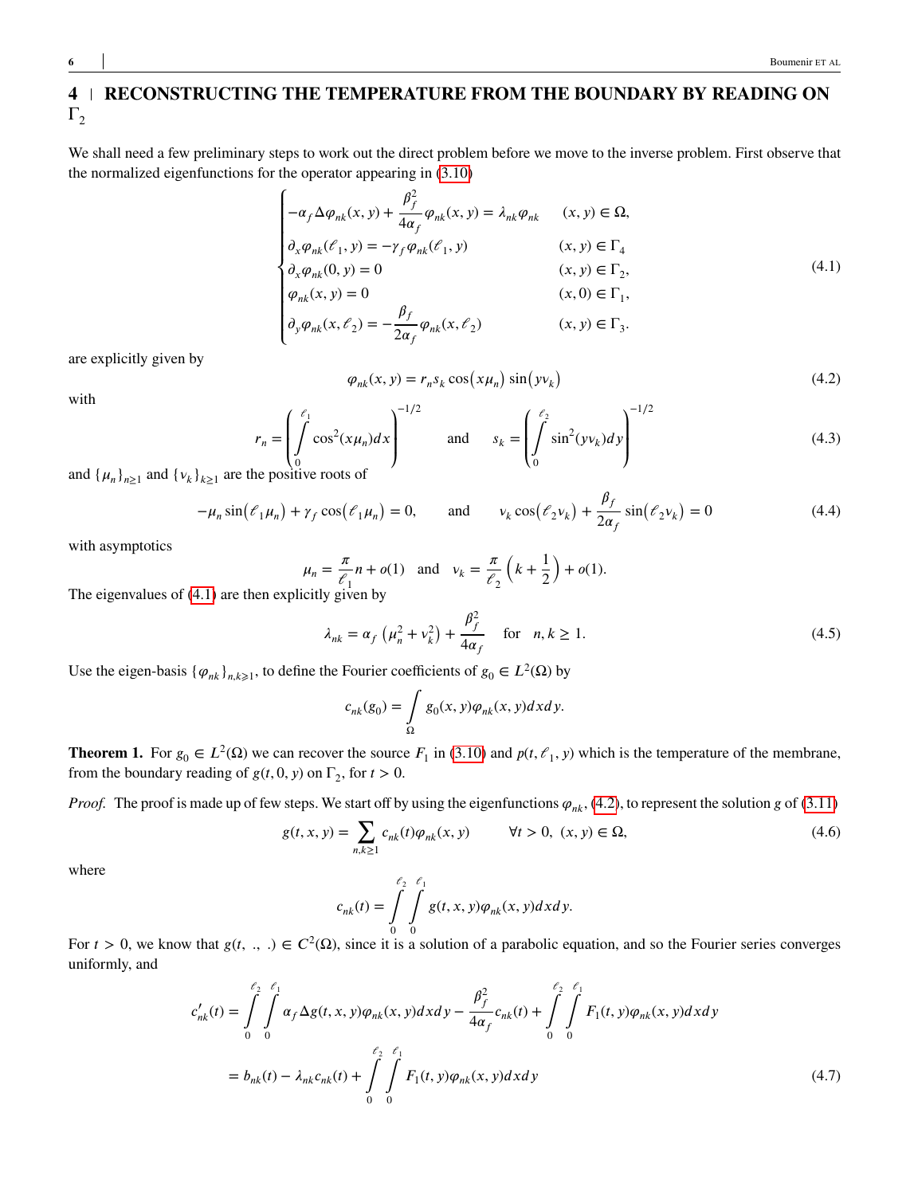## 4 | RECONSTRUCTING THE TEMPERATURE FROM THE BOUNDARY BY READING ON $\Gamma_2$

We shall need a few preliminary steps to work out the direct problem before we move to the inverse problem. First observe that the normalized eigenfunctions for the operator appearing in (3.10)

$$\begin{cases} -\alpha_f \Delta \varphi_{nk}(x,y) + \dfrac{\beta_f^2}{4\alpha_f}\varphi_{nk}(x,y) = \lambda_{nk}\varphi_{nk} & (x,y) \in \Omega, \\ \partial_x \varphi_{nk}(\ell_1, y) = -\gamma_f \varphi_{nk}(\ell_1, y) & (x,y) \in \Gamma_4 \\ \partial_x \varphi_{nk}(0, y) = 0 & (x,y) \in \Gamma_2, \\ \varphi_{nk}(x,y) = 0 & (x,0) \in \Gamma_1, \\ \partial_y \varphi_{nk}(x, \ell_2) = -\dfrac{\beta_f}{2\alpha_f}\varphi_{nk}(x,\ell_2) & (x,y) \in \Gamma_3. \end{cases} \tag{4.1}$$

are explicitly given by

$$\varphi_{nk}(x,y) = r_n s_k \cos\left(x\mu_n\right)\sin\left(y\nu_k\right) \tag{4.2}$$

with

$$r_n = \left(\int_0^{\ell_1} \cos^2(x\mu_n)dx\right)^{-1/2} \qquad \text{and} \qquad s_k = \left(\int_0^{\ell_2} \sin^2(y\nu_k)dy\right)^{-1/2} \tag{4.3}$$

and $\{\mu_n\}_{n\geq 1}$ and $\{\nu_k\}_{k\geq 1}$ are the positive roots of

$$-\mu_n \sin\left(\ell_1\mu_n\right) + \gamma_f \cos\left(\ell_1\mu_n\right) = 0, \qquad \text{and} \qquad \nu_k \cos\left(\ell_2\nu_k\right) + \frac{\beta_f}{2\alpha_f}\sin\left(\ell_2\nu_k\right) = 0 \tag{4.4}$$

with asymptotics

$$\mu_n = \frac{\pi}{\ell_1}n + o(1) \quad \text{and} \quad \nu_k = \frac{\pi}{\ell_2}\left(k + \frac{1}{2}\right) + o(1).$$

The eigenvalues of (4.1) are then explicitly given by

$$\lambda_{nk} = \alpha_f\left(\mu_n^2 + \nu_k^2\right) + \frac{\beta_f^2}{4\alpha_f} \quad \text{for} \quad n,k \geq 1. \tag{4.5}$$

Use the eigen-basis $\{\varphi_{nk}\}_{n,k\geqslant 1}$, to define the Fourier coefficients of $g_0 \in L^2(\Omega)$ by

$$c_{nk}(g_0) = \int_\Omega g_0(x,y)\varphi_{nk}(x,y)dxdy.$$

**Theorem 1.** For $g_0 \in L^2(\Omega)$ we can recover the source $F_1$ in (3.10) and $p(t, \ell_1, y)$ which is the temperature of the membrane, from the boundary reading of $g(t, 0, y)$ on $\Gamma_2$, for $t > 0$.

*Proof.* The proof is made up of few steps. We start off by using the eigenfunctions $\varphi_{nk}$, (4.2), to represent the solution $g$ of (3.11)

$$g(t,x,y) = \sum_{n,k\geq 1} c_{nk}(t)\varphi_{nk}(x,y) \qquad \forall t > 0, \ (x,y) \in \Omega, \tag{4.6}$$

where

$$c_{nk}(t) = \int_0^{\ell_2}\int_0^{\ell_1} g(t,x,y)\varphi_{nk}(x,y)dxdy.$$

For $t > 0$, we know that $g(t, ., .) \in C^2(\Omega)$, since it is a solution of a parabolic equation, and so the Fourier series converges uniformly, and

$$\begin{aligned} c_{nk}'(t) &= \int_0^{\ell_2}\int_0^{\ell_1} \alpha_f \Delta g(t,x,y)\varphi_{nk}(x,y)dxdy - \frac{\beta_f^2}{4\alpha_f}c_{nk}(t) + \int_0^{\ell_2}\int_0^{\ell_1} F_1(t,y)\varphi_{nk}(x,y)dxdy \\ &= b_{nk}(t) - \lambda_{nk}c_{nk}(t) + \int_0^{\ell_2}\int_0^{\ell_1} F_1(t,y)\varphi_{nk}(x,y)dxdy \end{aligned} \tag{4.7}$$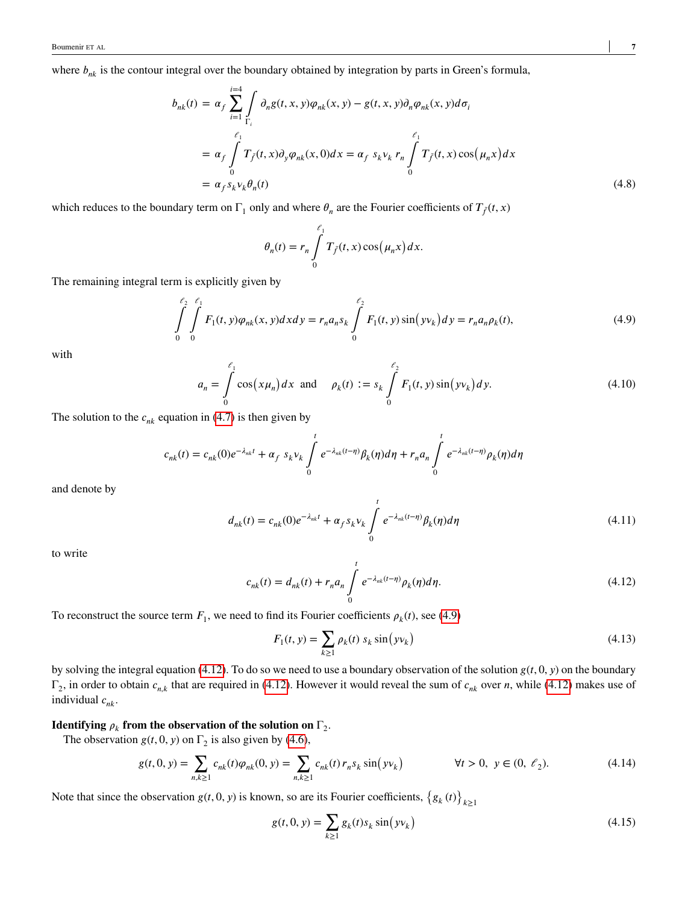where $b_{nk}$ is the contour integral over the boundary obtained by integration by parts in Green's formula,

$$
\begin{aligned}
b_{nk}(t) &= \alpha_f \sum_{i=1}^{i=4} \int_{\Gamma_i} \partial_n g(t,x,y)\varphi_{nk}(x,y) - g(t,x,y)\partial_n \varphi_{nk}(x,y)d\sigma_i \\
&= \alpha_f \int_0^{\ell_1} T_{\hat{f}}(t,x)\partial_y \varphi_{nk}(x,0)dx = \alpha_f \; s_k \nu_k \; r_n \int_0^{\ell_1} T_{\hat{f}}(t,x)\cos\left(\mu_n x\right)dx \\
&= \alpha_f s_k \nu_k \theta_n(t)
\end{aligned}
\tag{4.8}
$$

which reduces to the boundary term on $\Gamma_1$ only and where $\theta_n$ are the Fourier coefficients of $T_{\hat{f}}(t,x)$

$$
\theta_n(t) = r_n \int_0^{\ell_1} T_{\hat{f}}(t,x)\cos\left(\mu_n x\right)dx.
$$

The remaining integral term is explicitly given by

$$
\int_0^{\ell_2}\int_0^{\ell_1} F_1(t,y)\varphi_{nk}(x,y)dxdy = r_n a_n s_k \int_0^{\ell_2} F_1(t,y)\sin\left(y\nu_k\right)dy = r_n a_n \rho_k(t),
\tag{4.9}
$$

with

$$
a_n = \int_0^{\ell_1} \cos\left(x\mu_n\right)dx \quad \text{and} \quad \rho_k(t) := s_k \int_0^{\ell_2} F_1(t,y)\sin\left(y\nu_k\right)dy.
\tag{4.10}
$$

The solution to the $c_{nk}$ equation in (4.7) is then given by

$$
c_{nk}(t) = c_{nk}(0)e^{-\lambda_{nk}t} + \alpha_f \; s_k \nu_k \int_0^t e^{-\lambda_{nk}(t-\eta)}\beta_k(\eta)d\eta + r_n a_n \int_0^t e^{-\lambda_{nk}(t-\eta)}\rho_k(\eta)d\eta
$$

and denote by

$$
d_{nk}(t) = c_{nk}(0)e^{-\lambda_{nk}t} + \alpha_f s_k \nu_k \int_0^t e^{-\lambda_{nk}(t-\eta)}\beta_k(\eta)d\eta
\tag{4.11}
$$

to write

$$
c_{nk}(t) = d_{nk}(t) + r_n a_n \int_0^t e^{-\lambda_{nk}(t-\eta)}\rho_k(\eta)d\eta.
\tag{4.12}
$$

To reconstruct the source term $F_1$, we need to find its Fourier coefficients $\rho_k(t)$, see (4.9)

$$
F_1(t,y) = \sum_{k\geq 1} \rho_k(t)\; s_k \sin\left(y\nu_k\right)
\tag{4.13}
$$

by solving the integral equation (4.12). To do so we need to use a boundary observation of the solution $g(t,0,y)$ on the boundary $\Gamma_2$, in order to obtain $c_{n,k}$ that are required in (4.12). However it would reveal the sum of $c_{nk}$ over $n$, while (4.12) makes use of individual $c_{nk}$.

**Identifying $\rho_k$ from the observation of the solution on $\Gamma_2$.**

The observation $g(t,0,y)$ on $\Gamma_2$ is also given by (4.6),

$$
g(t,0,y) = \sum_{n,k\geq 1} c_{nk}(t)\varphi_{nk}(0,y) = \sum_{n,k\geq 1} c_{nk}(t)\, r_n s_k \sin\left(y\nu_k\right) \qquad \forall t>0,\;\; y\in(0,\;\ell_2).
\tag{4.14}
$$

Note that since the observation $g(t,0,y)$ is known, so are its Fourier coefficients, $\left\{g_k(t)\right\}_{k\geq 1}$

$$
g(t,0,y) = \sum_{k\geq 1} g_k(t) s_k \sin\left(y\nu_k\right)
\tag{4.15}
$$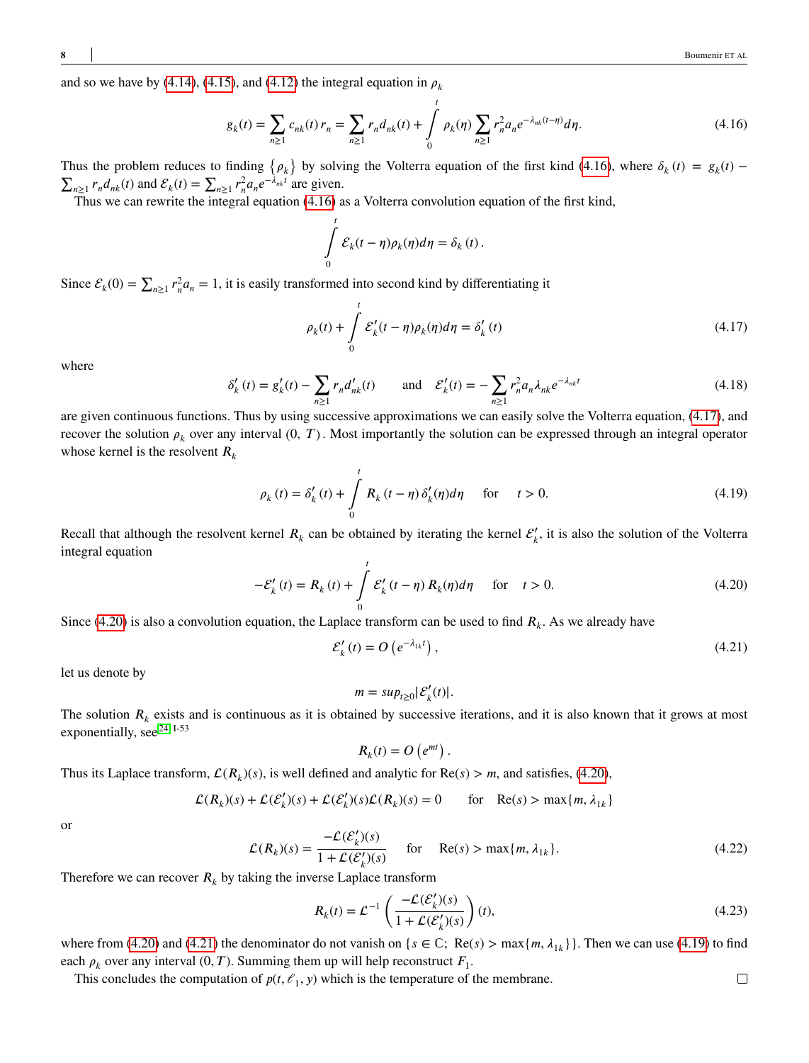and so we have by (4.14), (4.15), and (4.12) the integral equation in $\rho_k$

$$g_k(t) = \sum_{n\geq 1} c_{nk}(t)\, r_n = \sum_{n\geq 1} r_n d_{nk}(t) + \int_0^t \rho_k(\eta) \sum_{n\geq 1} r_n^2 a_n e^{-\lambda_{nk}(t-\eta)} d\eta. \tag{4.16}$$

Thus the problem reduces to finding $\{\rho_k\}$ by solving the Volterra equation of the first kind (4.16), where $\delta_k(t) = g_k(t) - \sum_{n\geq 1} r_n d_{nk}(t)$ and $\mathcal{E}_k(t) = \sum_{n\geq 1} r_n^2 a_n e^{-\lambda_{nk} t}$ are given.

Thus we can rewrite the integral equation (4.16) as a Volterra convolution equation of the first kind,

$$\int_0^t \mathcal{E}_k(t-\eta)\rho_k(\eta) d\eta = \delta_k(t).$$

Since $\mathcal{E}_k(0) = \sum_{n\geq 1} r_n^2 a_n = 1$, it is easily transformed into second kind by differentiating it

$$\rho_k(t) + \int_0^t \mathcal{E}_k'(t-\eta)\rho_k(\eta) d\eta = \delta_k'(t) \tag{4.17}$$

where

$$\delta_k'(t) = g_k'(t) - \sum_{n\geq 1} r_n d_{nk}'(t) \qquad \text{and} \qquad \mathcal{E}_k'(t) = -\sum_{n\geq 1} r_n^2 a_n \lambda_{nk} e^{-\lambda_{nk} t} \tag{4.18}$$

are given continuous functions. Thus by using successive approximations we can easily solve the Volterra equation, (4.17), and recover the solution $\rho_k$ over any interval $(0, T)$. Most importantly the solution can be expressed through an integral operator whose kernel is the resolvent $R_k$

$$\rho_k(t) = \delta_k'(t) + \int_0^t R_k(t-\eta)\, \delta_k'(\eta) d\eta \qquad \text{for} \qquad t > 0. \tag{4.19}$$

Recall that although the resolvent kernel $R_k$ can be obtained by iterating the kernel $\mathcal{E}_k'$, it is also the solution of the Volterra integral equation

$$-\mathcal{E}_k'(t) = R_k(t) + \int_0^t \mathcal{E}_k'(t-\eta)\, R_k(\eta) d\eta \qquad \text{for} \qquad t > 0. \tag{4.20}$$

Since (4.20) is also a convolution equation, the Laplace transform can be used to find $R_k$. As we already have

$$\mathcal{E}_k'(t) = O\left(e^{-\lambda_{1k} t}\right), \tag{4.21}$$

let us denote by

$$m = sup_{t\geq 0} |\mathcal{E}_k'(t)|.$$

The solution $R_k$ exists and is continuous as it is obtained by successive iterations, and it is also known that it grows at most exponentially, see[24] I-53

$$R_k(t) = O\left(e^{mt}\right).$$

Thus its Laplace transform, $\mathcal{L}(R_k)(s)$, is well defined and analytic for $\mathrm{Re}(s) > m$, and satisfies, (4.20),

$$\mathcal{L}(R_k)(s) + \mathcal{L}(\mathcal{E}_k')(s) + \mathcal{L}(\mathcal{E}_k')(s)\mathcal{L}(R_k)(s) = 0 \qquad \text{for} \quad \mathrm{Re}(s) > \max\{m, \lambda_{1k}\}$$

or

$$\mathcal{L}(R_k)(s) = \frac{-\mathcal{L}(\mathcal{E}_k')(s)}{1 + \mathcal{L}(\mathcal{E}_k')(s)} \qquad \text{for} \quad \mathrm{Re}(s) > \max\{m, \lambda_{1k}\}. \tag{4.22}$$

Therefore we can recover $R_k$ by taking the inverse Laplace transform

$$R_k(t) = \mathcal{L}^{-1}\left(\frac{-\mathcal{L}(\mathcal{E}_k')(s)}{1 + \mathcal{L}(\mathcal{E}_k')(s)}\right)(t), \tag{4.23}$$

where from (4.20) and (4.21) the denominator do not vanish on $\{s \in \mathbb{C};\ \mathrm{Re}(s) > \max\{m, \lambda_{1k}\}\}$. Then we can use (4.19) to find each $\rho_k$ over any interval $(0, T)$. Summing them up will help reconstruct $F_1$.

This concludes the computation of $p(t, \ell_1, y)$ which is the temperature of the membrane. $\square$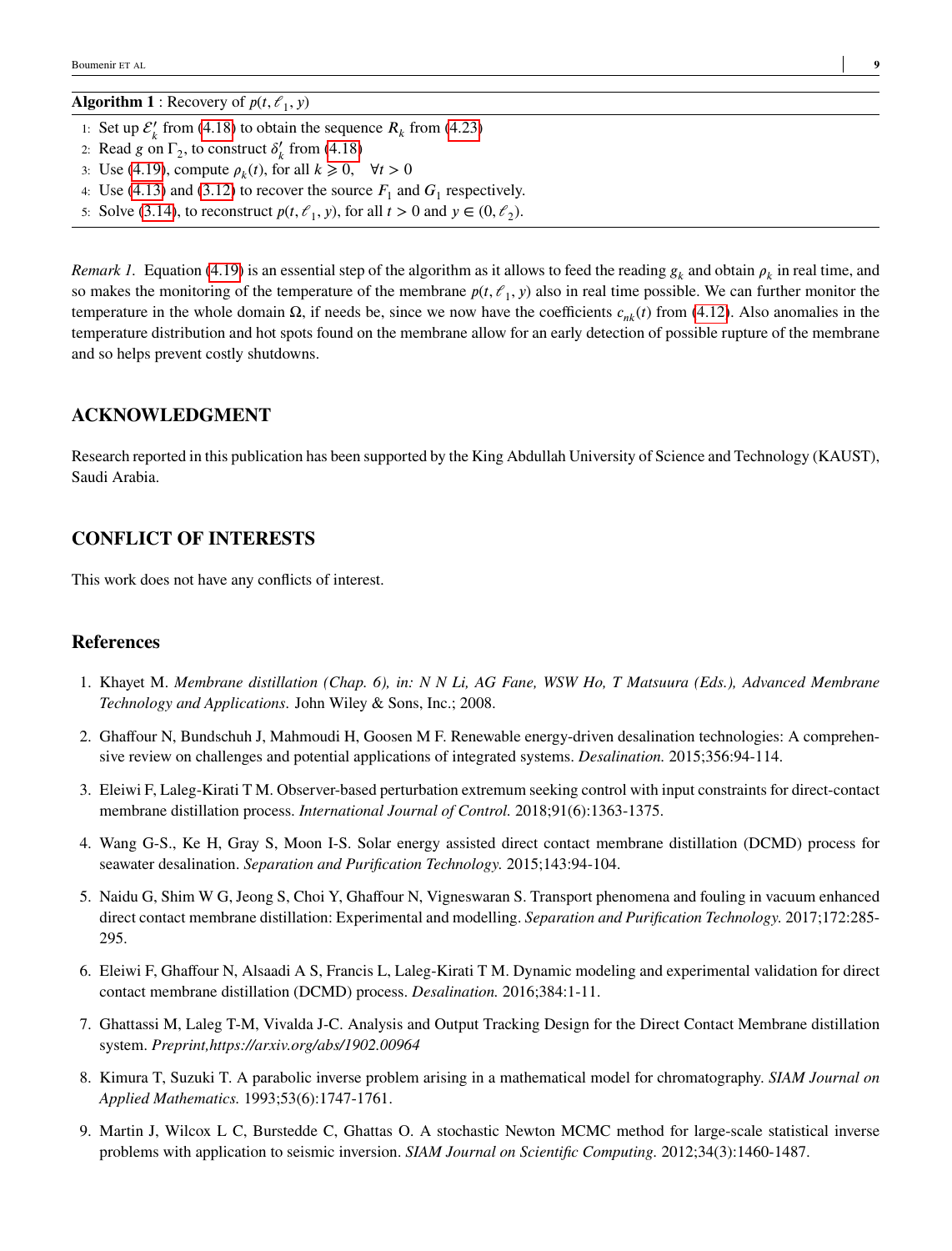**Algorithm 1** : Recovery of $p(t, \ell_1, y)$

1: Set up $\mathcal{E}'_k$ from (4.18) to obtain the sequence $R_k$ from (4.23)
2: Read $g$ on $\Gamma_2$, to construct $\delta'_k$ from (4.18)
3: Use (4.19), compute $\rho_k(t)$, for all $k \geqslant 0, \quad \forall t > 0$
4: Use (4.13) and (3.12) to recover the source $F_1$ and $G_1$ respectively.
5: Solve (3.14), to reconstruct $p(t, \ell_1, y)$, for all $t > 0$ and $y \in (0, \ell_2)$.

*Remark 1.* Equation (4.19) is an essential step of the algorithm as it allows to feed the reading $g_k$ and obtain $\rho_k$ in real time, and so makes the monitoring of the temperature of the membrane $p(t, \ell_1, y)$ also in real time possible. We can further monitor the temperature in the whole domain $\Omega$, if needs be, since we now have the coefficients $c_{nk}(t)$ from (4.12). Also anomalies in the temperature distribution and hot spots found on the membrane allow for an early detection of possible rupture of the membrane and so helps prevent costly shutdowns.

## ACKNOWLEDGMENT

Research reported in this publication has been supported by the King Abdullah University of Science and Technology (KAUST), Saudi Arabia.

## CONFLICT OF INTERESTS

This work does not have any conflicts of interest.

## References

1. Khayet M. *Membrane distillation (Chap. 6), in: N N Li, AG Fane, WSW Ho, T Matsuura (Eds.), Advanced Membrane Technology and Applications.* John Wiley & Sons, Inc.; 2008.
2. Ghaffour N, Bundschuh J, Mahmoudi H, Goosen M F. Renewable energy-driven desalination technologies: A comprehensive review on challenges and potential applications of integrated systems. *Desalination.* 2015;356:94-114.
3. Eleiwi F, Laleg-Kirati T M. Observer-based perturbation extremum seeking control with input constraints for direct-contact membrane distillation process. *International Journal of Control.* 2018;91(6):1363-1375.
4. Wang G-S., Ke H, Gray S, Moon I-S. Solar energy assisted direct contact membrane distillation (DCMD) process for seawater desalination. *Separation and Purification Technology.* 2015;143:94-104.
5. Naidu G, Shim W G, Jeong S, Choi Y, Ghaffour N, Vigneswaran S. Transport phenomena and fouling in vacuum enhanced direct contact membrane distillation: Experimental and modelling. *Separation and Purification Technology.* 2017;172:285-295.
6. Eleiwi F, Ghaffour N, Alsaadi A S, Francis L, Laleg-Kirati T M. Dynamic modeling and experimental validation for direct contact membrane distillation (DCMD) process. *Desalination.* 2016;384:1-11.
7. Ghattassi M, Laleg T-M, Vivalda J-C. Analysis and Output Tracking Design for the Direct Contact Membrane distillation system. *Preprint,https://arxiv.org/abs/1902.00964*
8. Kimura T, Suzuki T. A parabolic inverse problem arising in a mathematical model for chromatography. *SIAM Journal on Applied Mathematics.* 1993;53(6):1747-1761.
9. Martin J, Wilcox L C, Burstedde C, Ghattas O. A stochastic Newton MCMC method for large-scale statistical inverse problems with application to seismic inversion. *SIAM Journal on Scientific Computing.* 2012;34(3):1460-1487.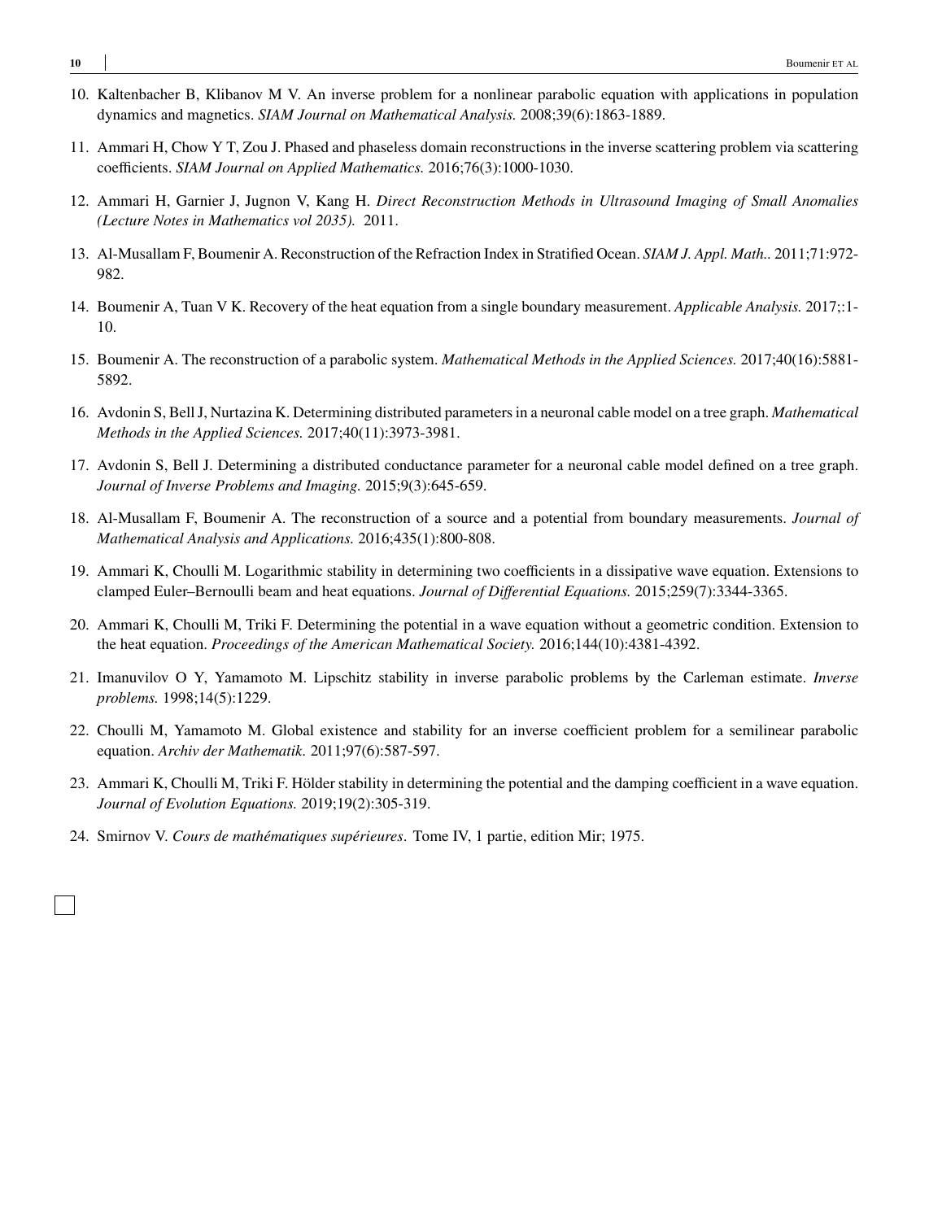10. Kaltenbacher B, Klibanov M V. An inverse problem for a nonlinear parabolic equation with applications in population dynamics and magnetics. *SIAM Journal on Mathematical Analysis.* 2008;39(6):1863-1889.

11. Ammari H, Chow Y T, Zou J. Phased and phaseless domain reconstructions in the inverse scattering problem via scattering coefficients. *SIAM Journal on Applied Mathematics.* 2016;76(3):1000-1030.

12. Ammari H, Garnier J, Jugnon V, Kang H. *Direct Reconstruction Methods in Ultrasound Imaging of Small Anomalies (Lecture Notes in Mathematics vol 2035).* 2011.

13. Al-Musallam F, Boumenir A. Reconstruction of the Refraction Index in Stratified Ocean. *SIAM J. Appl. Math..* 2011;71:972-982.

14. Boumenir A, Tuan V K. Recovery of the heat equation from a single boundary measurement. *Applicable Analysis.* 2017;:1-10.

15. Boumenir A. The reconstruction of a parabolic system. *Mathematical Methods in the Applied Sciences.* 2017;40(16):5881-5892.

16. Avdonin S, Bell J, Nurtazina K. Determining distributed parameters in a neuronal cable model on a tree graph. *Mathematical Methods in the Applied Sciences.* 2017;40(11):3973-3981.

17. Avdonin S, Bell J. Determining a distributed conductance parameter for a neuronal cable model defined on a tree graph. *Journal of Inverse Problems and Imaging.* 2015;9(3):645-659.

18. Al-Musallam F, Boumenir A. The reconstruction of a source and a potential from boundary measurements. *Journal of Mathematical Analysis and Applications.* 2016;435(1):800-808.

19. Ammari K, Choulli M. Logarithmic stability in determining two coefficients in a dissipative wave equation. Extensions to clamped Euler–Bernoulli beam and heat equations. *Journal of Differential Equations.* 2015;259(7):3344-3365.

20. Ammari K, Choulli M, Triki F. Determining the potential in a wave equation without a geometric condition. Extension to the heat equation. *Proceedings of the American Mathematical Society.* 2016;144(10):4381-4392.

21. Imanuvilov O Y, Yamamoto M. Lipschitz stability in inverse parabolic problems by the Carleman estimate. *Inverse problems.* 1998;14(5):1229.

22. Choulli M, Yamamoto M. Global existence and stability for an inverse coefficient problem for a semilinear parabolic equation. *Archiv der Mathematik.* 2011;97(6):587-597.

23. Ammari K, Choulli M, Triki F. Hölder stability in determining the potential and the damping coefficient in a wave equation. *Journal of Evolution Equations.* 2019;19(2):305-319.

24. Smirnov V. *Cours de mathématiques supérieures*. Tome IV, 1 partie, edition Mir; 1975.